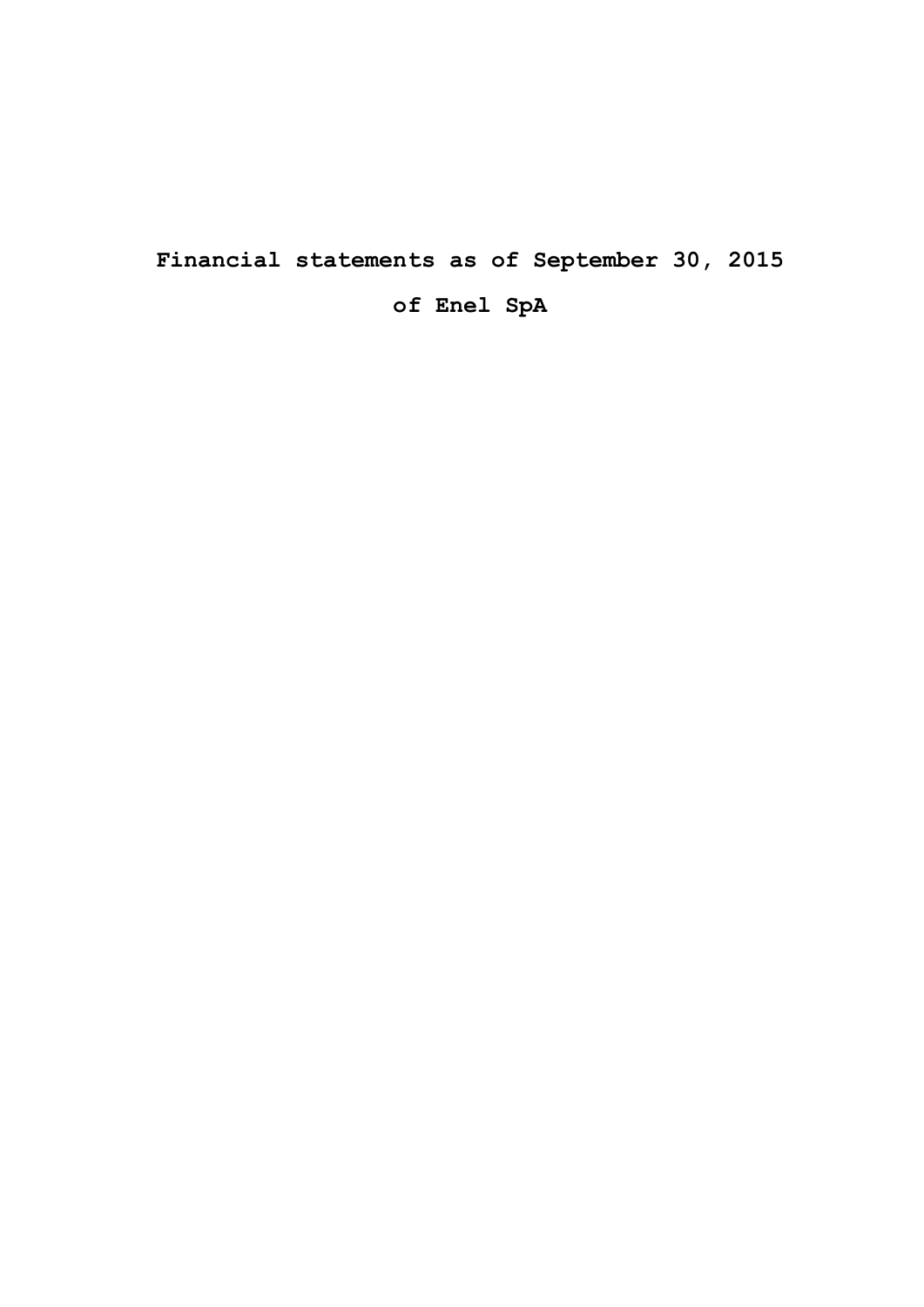# Financial statements as of September 30, 2015

# of Enel SpA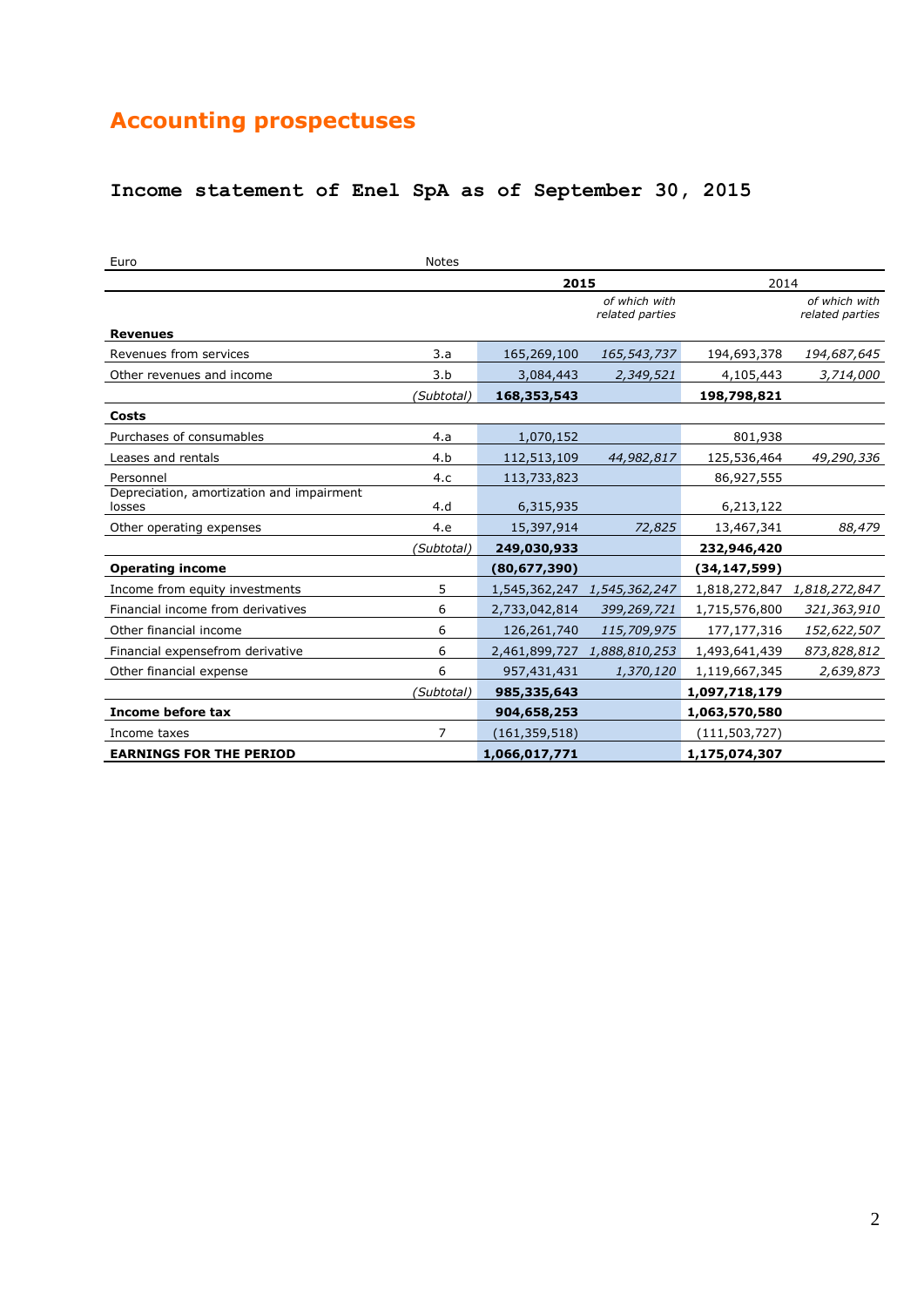# Accounting prospectuses

## Income statement of Enel SpA as of September 30, 2015

| Euro | Notes | 2015 | | 2014 | |
|---|---|---|---|---|---|
| | | | *of which with related parties* | | *of which with related parties* |
| **Revenues** | | | | | |
| Revenues from services | 3.a | 165,269,100 | *165,543,737* | 194,693,378 | *194,687,645* |
| Other revenues and income | 3.b | 3,084,443 | *2,349,521* | 4,105,443 | *3,714,000* |
| | *(Subtotal)* | **168,353,543** | | **198,798,821** | |
| **Costs** | | | | | |
| Purchases of consumables | 4.a | 1,070,152 | | 801,938 | |
| Leases and rentals | 4.b | 112,513,109 | *44,982,817* | 125,536,464 | *49,290,336* |
| Personnel | 4.c | 113,733,823 | | 86,927,555 | |
| Depreciation, amortization and impairment losses | 4.d | 6,315,935 | | 6,213,122 | |
| Other operating expenses | 4.e | 15,397,914 | *72,825* | 13,467,341 | *88,479* |
| | *(Subtotal)* | **249,030,933** | | **232,946,420** | |
| **Operating income** | | **(80,677,390)** | | **(34,147,599)** | |
| Income from equity investments | 5 | 1,545,362,247 | *1,545,362,247* | 1,818,272,847 | *1,818,272,847* |
| Financial income from derivatives | 6 | 2,733,042,814 | *399,269,721* | 1,715,576,800 | *321,363,910* |
| Other financial income | 6 | 126,261,740 | *115,709,975* | 177,177,316 | *152,622,507* |
| Financial expensefrom derivative | 6 | 2,461,899,727 | *1,888,810,253* | 1,493,641,439 | *873,828,812* |
| Other financial expense | 6 | 957,431,431 | *1,370,120* | 1,119,667,345 | *2,639,873* |
| | *(Subtotal)* | **985,335,643** | | **1,097,718,179** | |
| **Income before tax** | | **904,658,253** | | **1,063,570,580** | |
| Income taxes | 7 | (161,359,518) | | (111,503,727) | |
| **EARNINGS FOR THE PERIOD** | | **1,066,017,771** | | **1,175,074,307** | |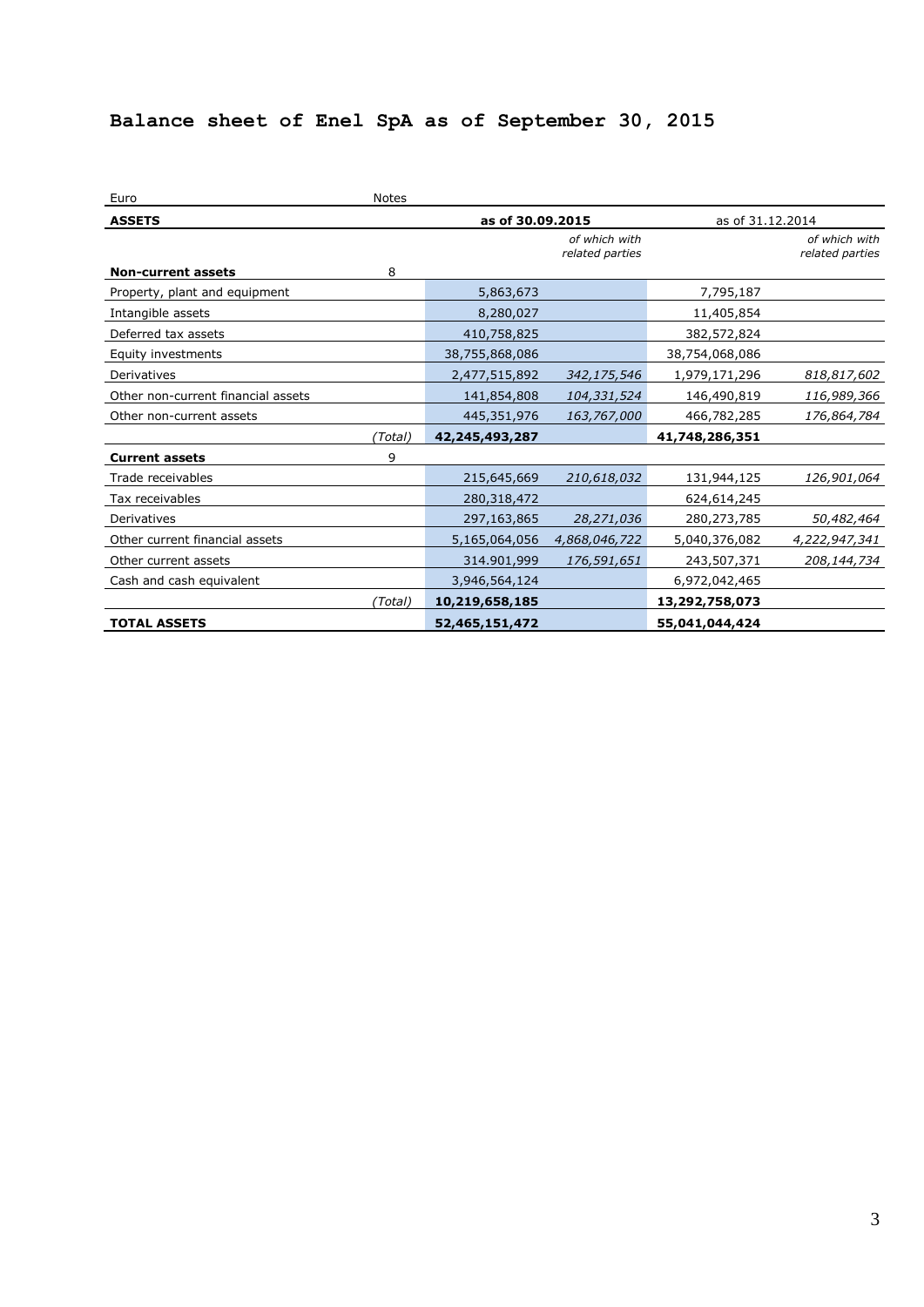## Balance sheet of Enel SpA as of September 30, 2015

| Euro | Notes | | | | |
|---|---|---|---|---|---|
| **ASSETS** | | **as of 30.09.2015** | | as of 31.12.2014 | |
| | | | *of which with related parties* | | *of which with related parties* |
| **Non-current assets** | 8 | | | | |
| Property, plant and equipment | | 5,863,673 | | 7,795,187 | |
| Intangible assets | | 8,280,027 | | 11,405,854 | |
| Deferred tax assets | | 410,758,825 | | 382,572,824 | |
| Equity investments | | 38,755,868,086 | | 38,754,068,086 | |
| Derivatives | | 2,477,515,892 | *342,175,546* | 1,979,171,296 | *818,817,602* |
| Other non-current financial assets | | 141,854,808 | *104,331,524* | 146,490,819 | *116,989,366* |
| Other non-current assets | | 445,351,976 | *163,767,000* | 466,782,285 | *176,864,784* |
| | *(Total)* | **42,245,493,287** | | **41,748,286,351** | |
| **Current assets** | 9 | | | | |
| Trade receivables | | 215,645,669 | *210,618,032* | 131,944,125 | *126,901,064* |
| Tax receivables | | 280,318,472 | | 624,614,245 | |
| Derivatives | | 297,163,865 | *28,271,036* | 280,273,785 | *50,482,464* |
| Other current financial assets | | 5,165,064,056 | *4,868,046,722* | 5,040,376,082 | *4,222,947,341* |
| Other current assets | | 314.901,999 | *176,591,651* | 243,507,371 | *208,144,734* |
| Cash and cash equivalent | | 3,946,564,124 | | 6,972,042,465 | |
| | *(Total)* | **10,219,658,185** | | **13,292,758,073** | |
| **TOTAL ASSETS** | | **52,465,151,472** | | **55,041,044,424** | |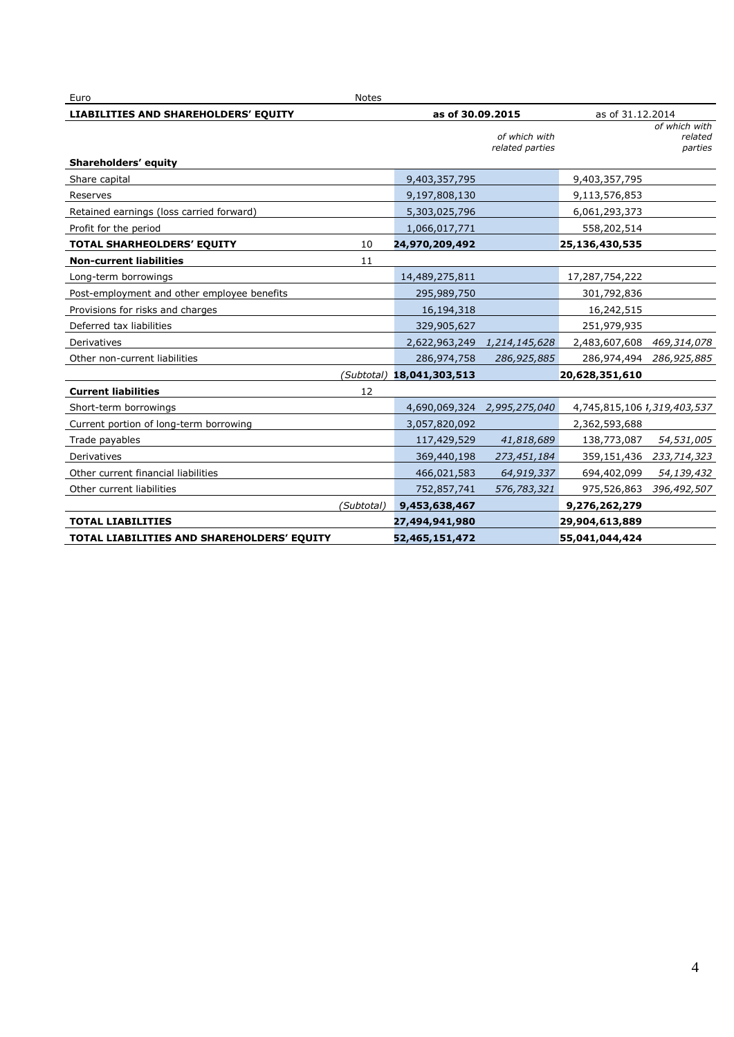| Euro | Notes | | | | |
|---|---|---|---|---|---|
| **LIABILITIES AND SHAREHOLDERS' EQUITY** | | **as of 30.09.2015** | | as of 31.12.2014 | |
| | | | *of which with related parties* | | *of which with related parties* |
| **Shareholders' equity** | | | | | |
| Share capital | | 9,403,357,795 | | 9,403,357,795 | |
| Reserves | | 9,197,808,130 | | 9,113,576,853 | |
| Retained earnings (loss carried forward) | | 5,303,025,796 | | 6,061,293,373 | |
| Profit for the period | | 1,066,017,771 | | 558,202,514 | |
| **TOTAL SHARHEOLDERS' EQUITY** | 10 | **24,970,209,492** | | **25,136,430,535** | |
| **Non-current liabilities** | 11 | | | | |
| Long-term borrowings | | 14,489,275,811 | | 17,287,754,222 | |
| Post-employment and other employee benefits | | 295,989,750 | | 301,792,836 | |
| Provisions for risks and charges | | 16,194,318 | | 16,242,515 | |
| Deferred tax liabilities | | 329,905,627 | | 251,979,935 | |
| Derivatives | | 2,622,963,249 | *1,214,145,628* | 2,483,607,608 | *469,314,078* |
| Other non-current liabilities | | 286,974,758 | *286,925,885* | 286,974,494 | *286,925,885* |
| | *(Subtotal)* | **18,041,303,513** | | **20,628,351,610** | |
| **Current liabilities** | 12 | | | | |
| Short-term borrowings | | 4,690,069,324 | *2,995,275,040* | 4,745,815,106 | *1,319,403,537* |
| Current portion of long-term borrowing | | 3,057,820,092 | | 2,362,593,688 | |
| Trade payables | | 117,429,529 | *41,818,689* | 138,773,087 | *54,531,005* |
| Derivatives | | 369,440,198 | *273,451,184* | 359,151,436 | *233,714,323* |
| Other current financial liabilities | | 466,021,583 | *64,919,337* | 694,402,099 | *54,139,432* |
| Other current liabilities | | 752,857,741 | *576,783,321* | 975,526,863 | *396,492,507* |
| | *(Subtotal)* | **9,453,638,467** | | **9,276,262,279** | |
| **TOTAL LIABILITIES** | | **27,494,941,980** | | **29,904,613,889** | |
| **TOTAL LIABILITIES AND SHAREHOLDERS' EQUITY** | | **52,465,151,472** | | **55,041,044,424** | |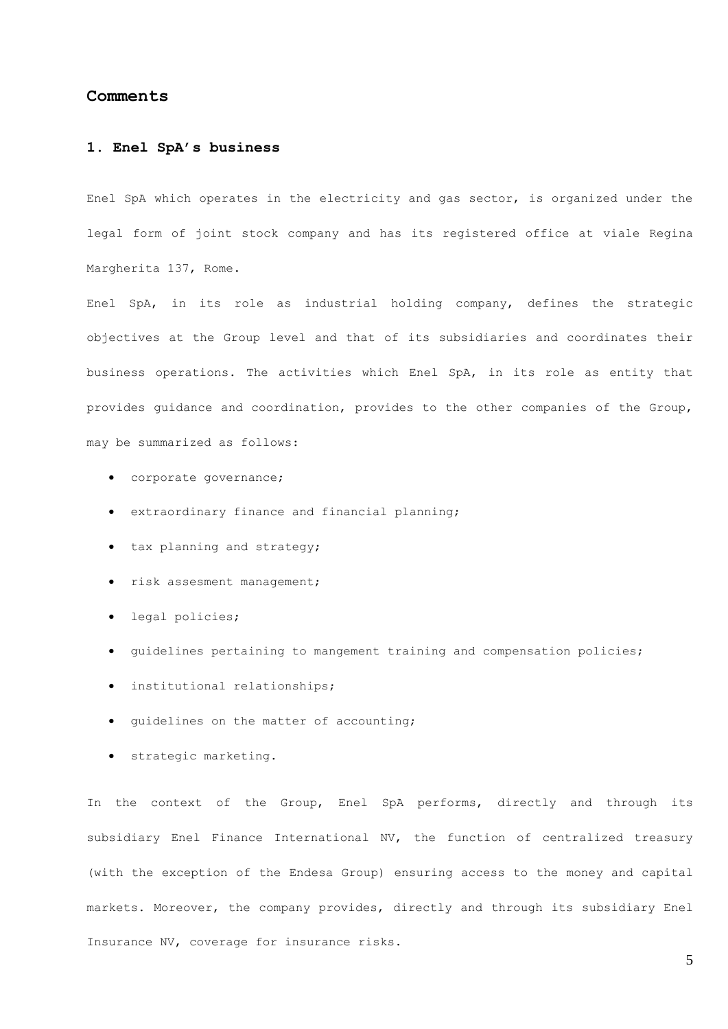## Comments

### 1. Enel SpA's business

Enel SpA which operates in the electricity and gas sector, is organized under the legal form of joint stock company and has its registered office at viale Regina Margherita 137, Rome.

Enel SpA, in its role as industrial holding company, defines the strategic objectives at the Group level and that of its subsidiaries and coordinates their business operations. The activities which Enel SpA, in its role as entity that provides guidance and coordination, provides to the other companies of the Group, may be summarized as follows:

- corporate governance;
- extraordinary finance and financial planning;
- tax planning and strategy;
- risk assesment management;
- legal policies;
- guidelines pertaining to mangement training and compensation policies;
- institutional relationships;
- guidelines on the matter of accounting;
- strategic marketing.

In the context of the Group, Enel SpA performs, directly and through its subsidiary Enel Finance International NV, the function of centralized treasury (with the exception of the Endesa Group) ensuring access to the money and capital markets. Moreover, the company provides, directly and through its subsidiary Enel Insurance NV, coverage for insurance risks.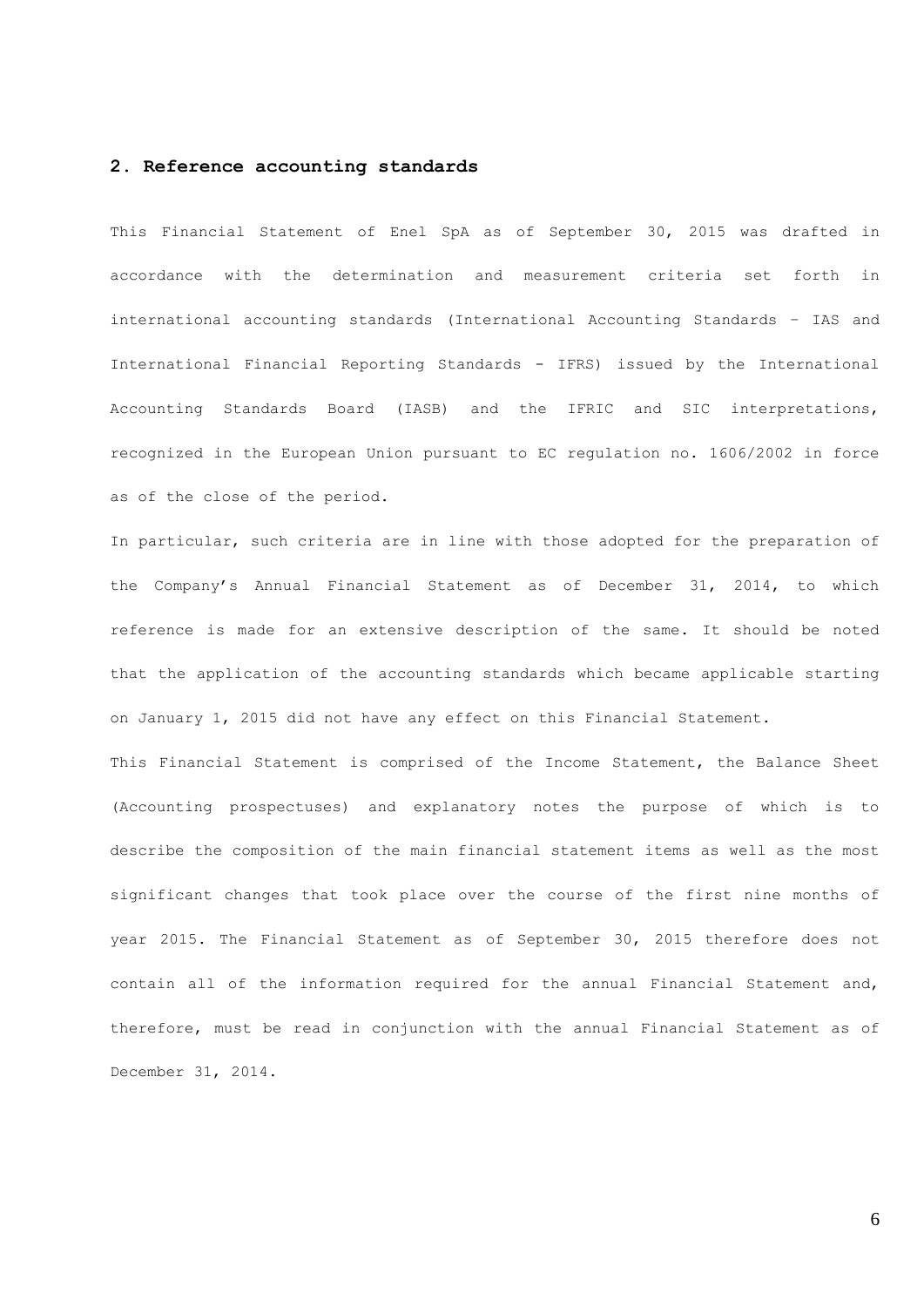## 2. Reference accounting standards

This Financial Statement of Enel SpA as of September 30, 2015 was drafted in accordance with the determination and measurement criteria set forth in international accounting standards (International Accounting Standards – IAS and International Financial Reporting Standards - IFRS) issued by the International Accounting Standards Board (IASB) and the IFRIC and SIC interpretations, recognized in the European Union pursuant to EC regulation no. 1606/2002 in force as of the close of the period.

In particular, such criteria are in line with those adopted for the preparation of the Company's Annual Financial Statement as of December 31, 2014, to which reference is made for an extensive description of the same. It should be noted that the application of the accounting standards which became applicable starting on January 1, 2015 did not have any effect on this Financial Statement.

This Financial Statement is comprised of the Income Statement, the Balance Sheet (Accounting prospectuses) and explanatory notes the purpose of which is to describe the composition of the main financial statement items as well as the most significant changes that took place over the course of the first nine months of year 2015. The Financial Statement as of September 30, 2015 therefore does not contain all of the information required for the annual Financial Statement and, therefore, must be read in conjunction with the annual Financial Statement as of December 31, 2014.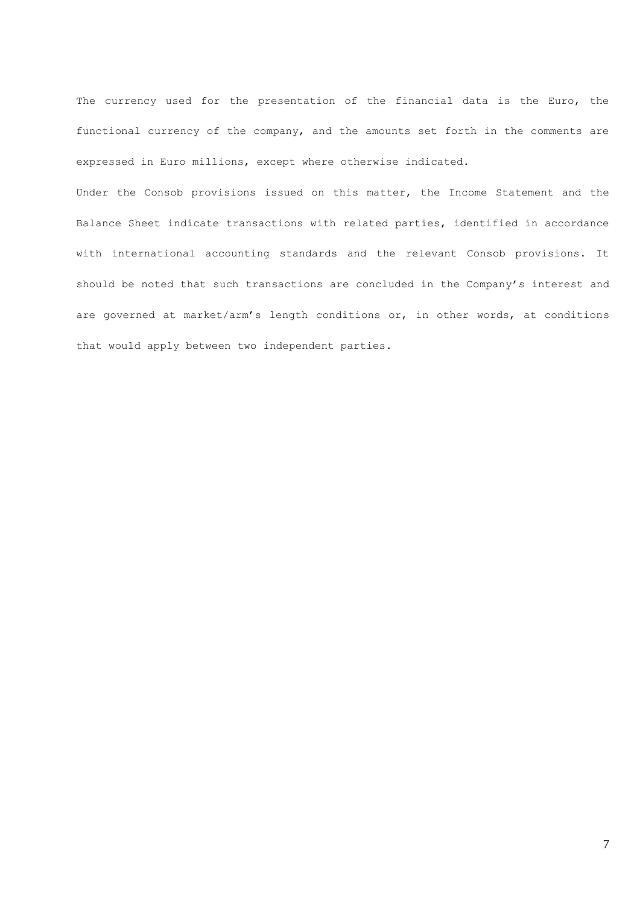The currency used for the presentation of the financial data is the Euro, the functional currency of the company, and the amounts set forth in the comments are expressed in Euro millions, except where otherwise indicated.

Under the Consob provisions issued on this matter, the Income Statement and the Balance Sheet indicate transactions with related parties, identified in accordance with international accounting standards and the relevant Consob provisions. It should be noted that such transactions are concluded in the Company’s interest and are governed at market/arm’s length conditions or, in other words, at conditions that would apply between two independent parties.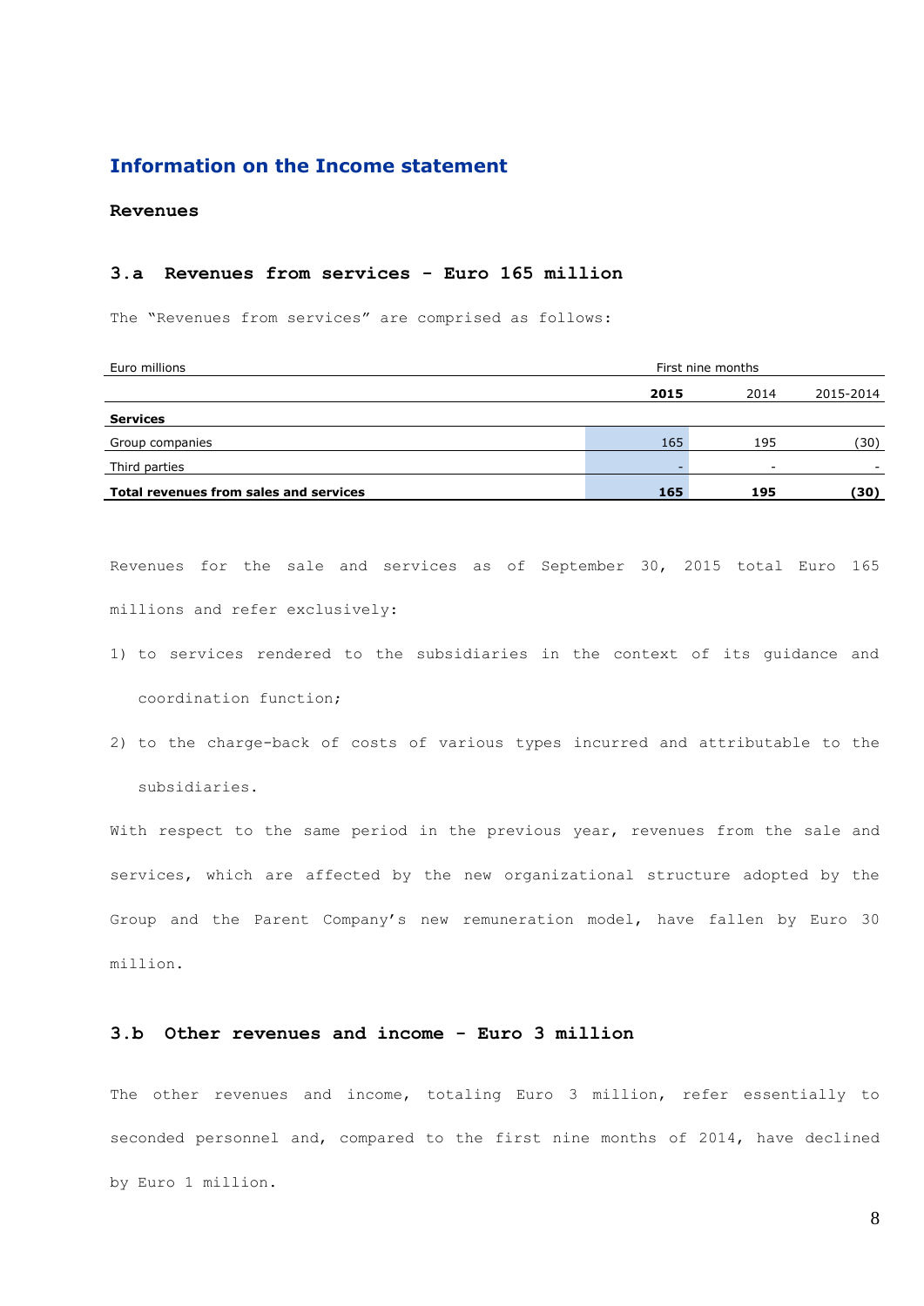# Information on the Income statement

## Revenues

### 3.a Revenues from services - Euro 165 million

The "Revenues from services" are comprised as follows:

| Euro millions | First nine months | | |
|---|---|---|---|
| | **2015** | 2014 | 2015-2014 |
| **Services** | | | |
| Group companies | 165 | 195 | (30) |
| Third parties | - | - | - |
| **Total revenues from sales and services** | **165** | **195** | **(30)** |

Revenues for the sale and services as of September 30, 2015 total Euro 165 millions and refer exclusively:

1) to services rendered to the subsidiaries in the context of its guidance and coordination function;
2) to the charge-back of costs of various types incurred and attributable to the subsidiaries.

With respect to the same period in the previous year, revenues from the sale and services, which are affected by the new organizational structure adopted by the Group and the Parent Company's new remuneration model, have fallen by Euro 30 million.

### 3.b Other revenues and income - Euro 3 million

The other revenues and income, totaling Euro 3 million, refer essentially to seconded personnel and, compared to the first nine months of 2014, have declined by Euro 1 million.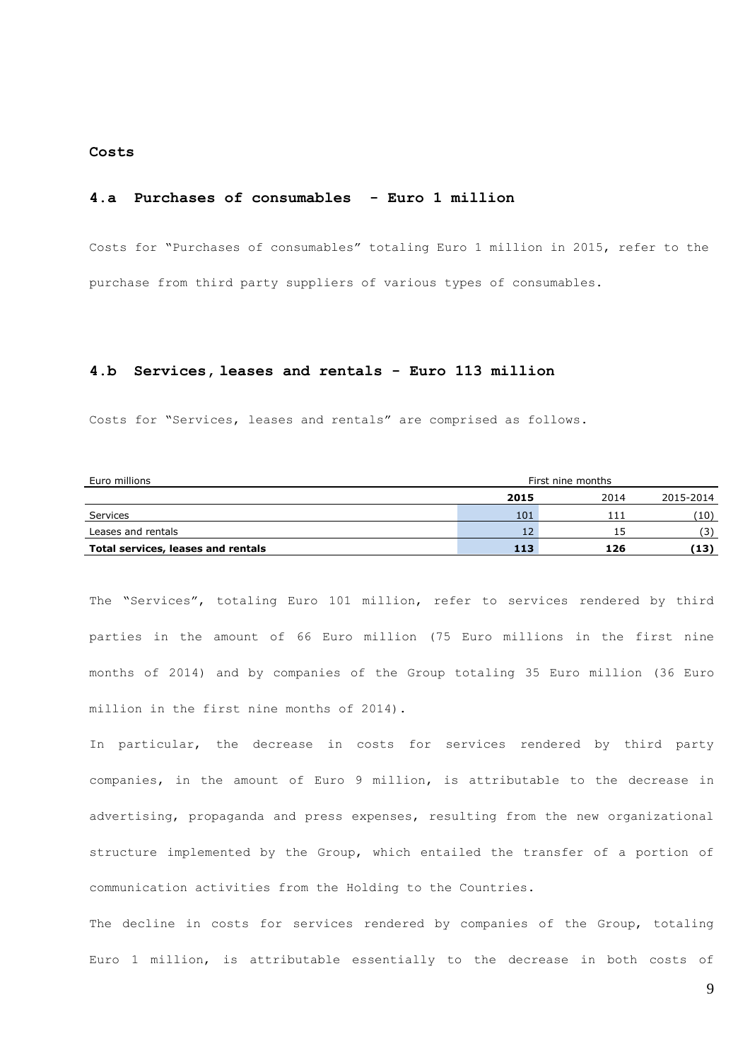## Costs

### 4.a Purchases of consumables - Euro 1 million

Costs for "Purchases of consumables" totaling Euro 1 million in 2015, refer to the purchase from third party suppliers of various types of consumables.

### 4.b Services, leases and rentals - Euro 113 million

Costs for "Services, leases and rentals" are comprised as follows.

| Euro millions | First nine months | | |
|---|---|---|---|
| | **2015** | 2014 | 2015-2014 |
| Services | 101 | 111 | (10) |
| Leases and rentals | 12 | 15 | (3) |
| **Total services, leases and rentals** | **113** | **126** | **(13)** |

The "Services", totaling Euro 101 million, refer to services rendered by third parties in the amount of 66 Euro million (75 Euro millions in the first nine months of 2014) and by companies of the Group totaling 35 Euro million (36 Euro million in the first nine months of 2014).

In particular, the decrease in costs for services rendered by third party companies, in the amount of Euro 9 million, is attributable to the decrease in advertising, propaganda and press expenses, resulting from the new organizational structure implemented by the Group, which entailed the transfer of a portion of communication activities from the Holding to the Countries.

The decline in costs for services rendered by companies of the Group, totaling Euro 1 million, is attributable essentially to the decrease in both costs of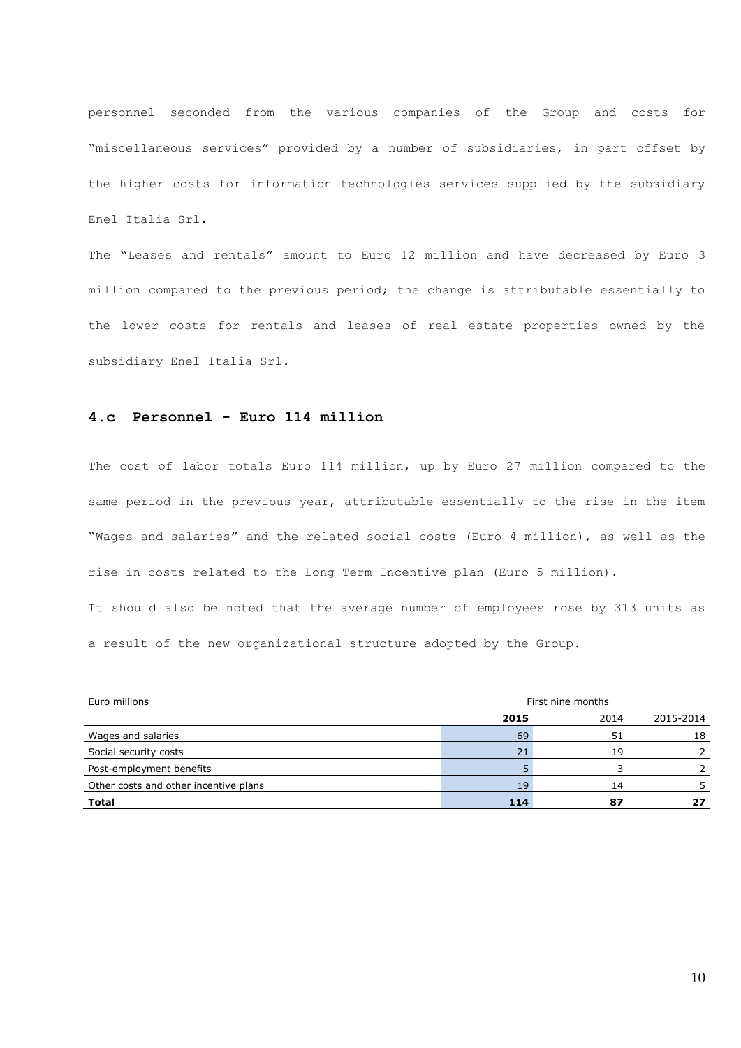personnel seconded from the various companies of the Group and costs for "miscellaneous services" provided by a number of subsidiaries, in part offset by the higher costs for information technologies services supplied by the subsidiary Enel Italia Srl.

The "Leases and rentals" amount to Euro 12 million and have decreased by Euro 3 million compared to the previous period; the change is attributable essentially to the lower costs for rentals and leases of real estate properties owned by the subsidiary Enel Italia Srl.

### 4.c Personnel - Euro 114 million

The cost of labor totals Euro 114 million, up by Euro 27 million compared to the same period in the previous year, attributable essentially to the rise in the item "Wages and salaries" and the related social costs (Euro 4 million), as well as the rise in costs related to the Long Term Incentive plan (Euro 5 million).

It should also be noted that the average number of employees rose by 313 units as a result of the new organizational structure adopted by the Group.

| Euro millions | First nine months | | |
|---|---|---|---|
| | **2015** | 2014 | 2015-2014 |
| Wages and salaries | 69 | 51 | 18 |
| Social security costs | 21 | 19 | 2 |
| Post-employment benefits | 5 | 3 | 2 |
| Other costs and other incentive plans | 19 | 14 | 5 |
| **Total** | **114** | **87** | **27** |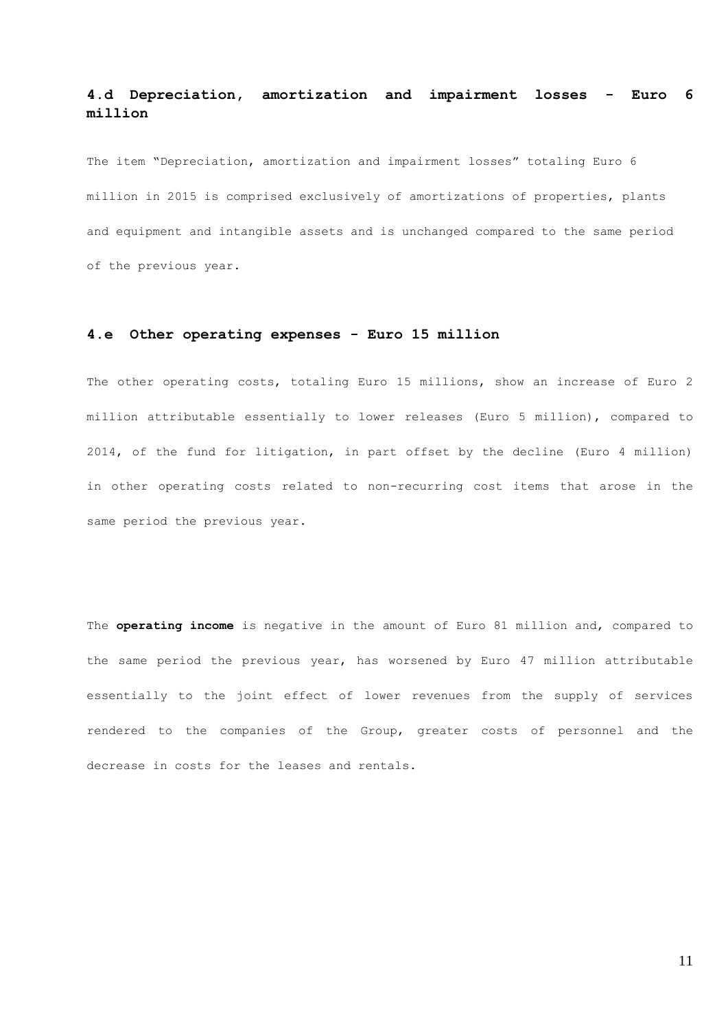### 4.d Depreciation, amortization and impairment losses - Euro 6 million

The item "Depreciation, amortization and impairment losses" totaling Euro 6 million in 2015 is comprised exclusively of amortizations of properties, plants and equipment and intangible assets and is unchanged compared to the same period of the previous year.

### 4.e Other operating expenses - Euro 15 million

The other operating costs, totaling Euro 15 millions, show an increase of Euro 2 million attributable essentially to lower releases (Euro 5 million), compared to 2014, of the fund for litigation, in part offset by the decline (Euro 4 million) in other operating costs related to non-recurring cost items that arose in the same period the previous year.

The **operating income** is negative in the amount of Euro 81 million and, compared to the same period the previous year, has worsened by Euro 47 million attributable essentially to the joint effect of lower revenues from the supply of services rendered to the companies of the Group, greater costs of personnel and the decrease in costs for the leases and rentals.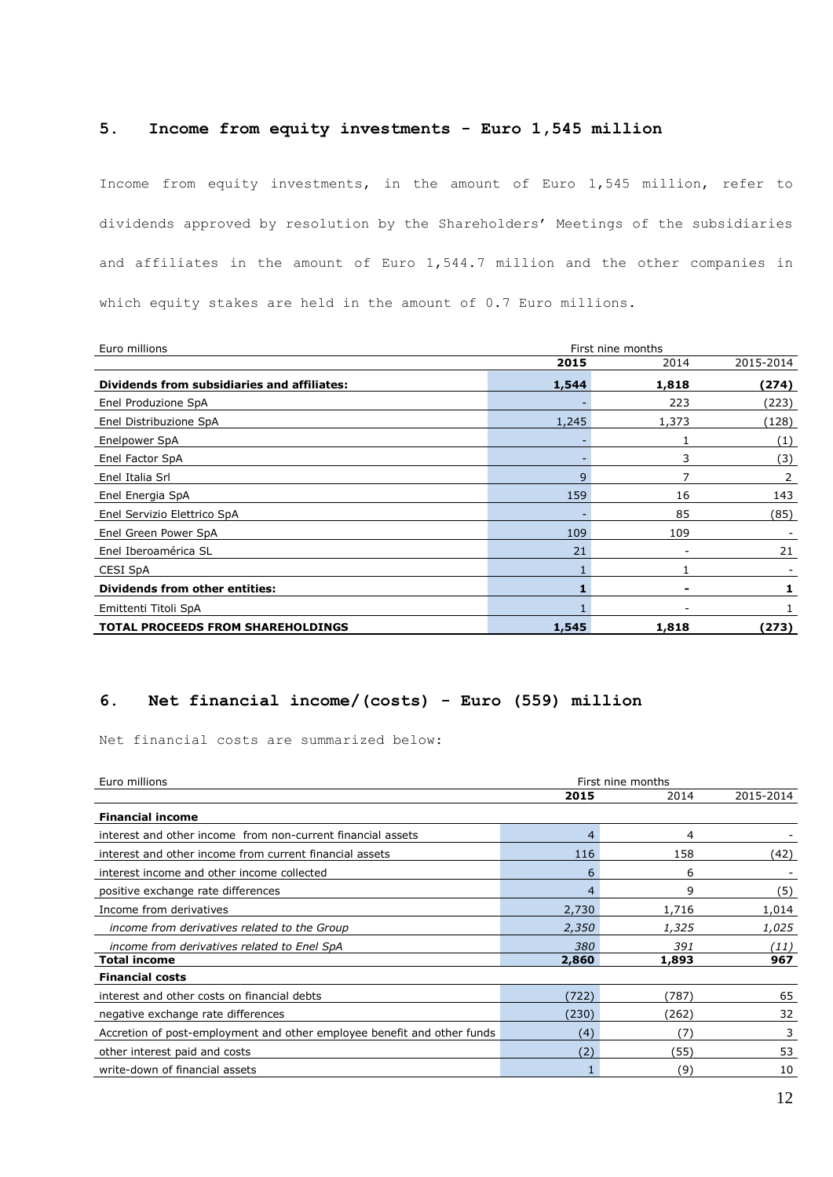## 5. Income from equity investments - Euro 1,545 million

Income from equity investments, in the amount of Euro 1,545 million, refer to dividends approved by resolution by the Shareholders' Meetings of the subsidiaries and affiliates in the amount of Euro 1,544.7 million and the other companies in which equity stakes are held in the amount of 0.7 Euro millions.

| Euro millions | First nine months | | |
|---|---|---|---|
| | **2015** | 2014 | 2015-2014 |
| **Dividends from subsidiaries and affiliates:** | **1,544** | **1,818** | **(274)** |
| Enel Produzione SpA | - | 223 | (223) |
| Enel Distribuzione SpA | 1,245 | 1,373 | (128) |
| Enelpower SpA | - | 1 | (1) |
| Enel Factor SpA | - | 3 | (3) |
| Enel Italia Srl | 9 | 7 | 2 |
| Enel Energia SpA | 159 | 16 | 143 |
| Enel Servizio Elettrico SpA | - | 85 | (85) |
| Enel Green Power SpA | 109 | 109 | - |
| Enel Iberoamérica SL | 21 | - | 21 |
| CESI SpA | 1 | 1 | - |
| **Dividends from other entities:** | **1** | **-** | **1** |
| Emittenti Titoli SpA | 1 | - | 1 |
| **TOTAL PROCEEDS FROM SHAREHOLDINGS** | **1,545** | **1,818** | **(273)** |

## 6. Net financial income/(costs) - Euro (559) million

Net financial costs are summarized below:

| Euro millions | First nine months | | |
|---|---|---|---|
| | **2015** | 2014 | 2015-2014 |
| **Financial income** | | | |
| interest and other income from non-current financial assets | 4 | 4 | - |
| interest and other income from current financial assets | 116 | 158 | (42) |
| interest income and other income collected | 6 | 6 | - |
| positive exchange rate differences | 4 | 9 | (5) |
| Income from derivatives | 2,730 | 1,716 | 1,014 |
| *income from derivatives related to the Group* | *2,350* | *1,325* | *1,025* |
| *income from derivatives related to Enel SpA* | *380* | *391* | *(11)* |
| **Total income** | **2,860** | **1,893** | **967** |
| **Financial costs** | | | |
| interest and other costs on financial debts | (722) | (787) | 65 |
| negative exchange rate differences | (230) | (262) | 32 |
| Accretion of post-employment and other employee benefit and other funds | (4) | (7) | 3 |
| other interest paid and costs | (2) | (55) | 53 |
| write-down of financial assets | 1 | (9) | 10 |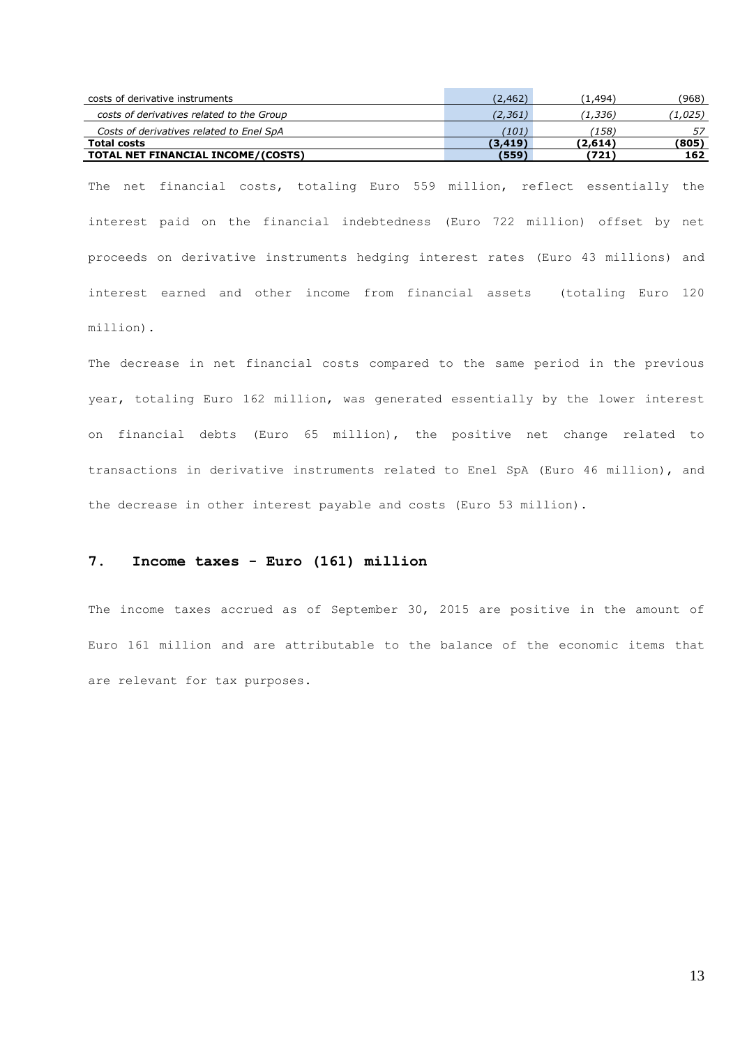| | | | |
|---|---|---|---|
| costs of derivative instruments | (2,462) | (1,494) | (968) |
| *costs of derivatives related to the Group* | *(2,361)* | *(1,336)* | *(1,025)* |
| *Costs of derivatives related to Enel SpA* | *(101)* | *(158)* | *57* |
| **Total costs** | **(3,419)** | **(2,614)** | **(805)** |
| **TOTAL NET FINANCIAL INCOME/(COSTS)** | **(559)** | **(721)** | **162** |

The net financial costs, totaling Euro 559 million, reflect essentially the interest paid on the financial indebtedness (Euro 722 million) offset by net proceeds on derivative instruments hedging interest rates (Euro 43 millions) and interest earned and other income from financial assets (totaling Euro 120 million).

The decrease in net financial costs compared to the same period in the previous year, totaling Euro 162 million, was generated essentially by the lower interest on financial debts (Euro 65 million), the positive net change related to transactions in derivative instruments related to Enel SpA (Euro 46 million), and the decrease in other interest payable and costs (Euro 53 million).

## 7. Income taxes - Euro (161) million

The income taxes accrued as of September 30, 2015 are positive in the amount of Euro 161 million and are attributable to the balance of the economic items that are relevant for tax purposes.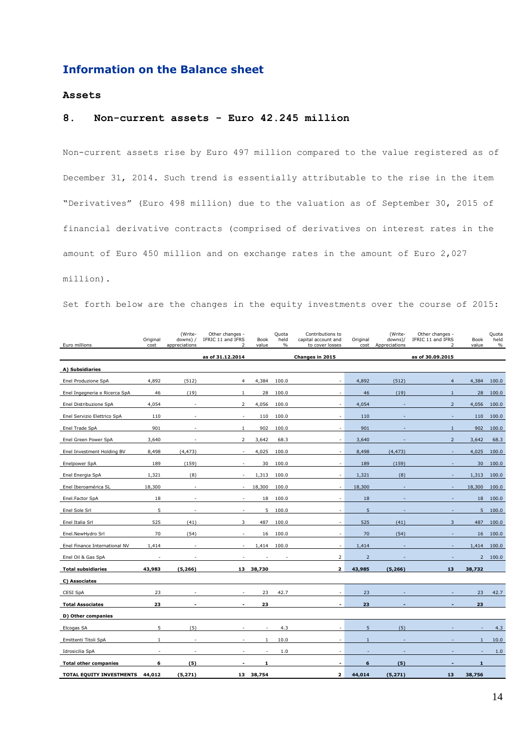## Information on the Balance sheet

### Assets

### 8. Non-current assets - Euro 42.245 million

Non-current assets rise by Euro 497 million compared to the value registered as of December 31, 2014. Such trend is essentially attributable to the rise in the item "Derivatives" (Euro 498 million) due to the valuation as of September 30, 2015 of financial derivative contracts (comprised of derivatives on interest rates in the amount of Euro 450 million and on exchange rates in the amount of Euro 2,027 million).

Set forth below are the changes in the equity investments over the course of 2015:

| Euro millions | Original cost | (Write-downs) / appreciations | Other changes - IFRIC 11 and IFRS 2 | Book value | Quota held % | Contributions to capital account and to cover losses | Original cost | (Write-downs)/ Appreciations | Other changes - IFRIC 11 and IFRS 2 | Book value | Quota held % |
|---|---|---|---|---|---|---|---|---|---|---|---|
| | as of 31.12.2014 | | | | | Changes in 2015 | as of 30.09.2015 | | | | |
| **A) Subsidiaries** | | | | | | | | | | | |
| Enel Produzione SpA | 4,892 | (512) | 4 | 4,384 | 100.0 | - | 4,892 | (512) | 4 | 4,384 | 100.0 |
| Enel Ingegneria e Ricerca SpA | 46 | (19) | 1 | 28 | 100.0 | - | 46 | (19) | 1 | 28 | 100.0 |
| Enel Distribuzione SpA | 4,054 | - | 2 | 4,056 | 100.0 | - | 4,054 | - | 2 | 4,056 | 100.0 |
| Enel Servizio Elettrico SpA | 110 | - | - | 110 | 100.0 | - | 110 | - | - | 110 | 100.0 |
| Enel Trade SpA | 901 | - | 1 | 902 | 100.0 | - | 901 | - | 1 | 902 | 100.0 |
| Enel Green Power SpA | 3,640 | - | 2 | 3,642 | 68.3 | - | 3,640 | - | 2 | 3,642 | 68.3 |
| Enel Investment Holding BV | 8,498 | (4,473) | - | 4,025 | 100.0 | - | 8,498 | (4,473) | - | 4,025 | 100.0 |
| Enelpower SpA | 189 | (159) | - | 30 | 100.0 | - | 189 | (159) | - | 30 | 100.0 |
| Enel Energia SpA | 1,321 | (8) | - | 1,313 | 100.0 | - | 1,321 | (8) | - | 1,313 | 100.0 |
| Enel Iberoamérica SL | 18,300 | - | - | 18,300 | 100.0 | - | 18,300 | - | - | 18,300 | 100.0 |
| Enel.Factor SpA | 18 | - | - | 18 | 100.0 | - | 18 | - | - | 18 | 100.0 |
| Enel Sole Srl | 5 | - | - | 5 | 100.0 | - | 5 | - | - | 5 | 100.0 |
| Enel Italia Srl | 525 | (41) | 3 | 487 | 100.0 | - | 525 | (41) | 3 | 487 | 100.0 |
| Enel.NewHydro Srl | 70 | (54) | - | 16 | 100.0 | - | 70 | (54) | - | 16 | 100.0 |
| Enel Finance International NV | 1,414 | - | - | 1,414 | 100.0 | - | 1,414 | - | - | 1,414 | 100.0 |
| Enel Oil & Gas SpA | - | - | - | - | - | 2 | 2 | - | - | 2 | 100.0 |
| **Total subsidiaries** | **43,983** | **(5,266)** | **13** | **38,730** | | **2** | **43,985** | **(5,266)** | **13** | **38,732** | |
| **C) Associates** | | | | | | | | | | | |
| CESI SpA | 23 | - | - | 23 | 42.7 | - | 23 | - | - | 23 | 42.7 |
| **Total Associates** | **23** | **-** | **-** | **23** | | **-** | **23** | **-** | **-** | **23** | |
| **D) Other companies** | | | | | | | | | | | |
| Elcogas SA | 5 | (5) | - | - | 4.3 | - | 5 | (5) | - | - | 4.3 |
| Emittenti Titoli SpA | 1 | - | - | 1 | 10.0 | - | 1 | - | - | 1 | 10.0 |
| Idrosicilia SpA | - | - | - | - | 1.0 | - | - | - | - | - | 1.0 |
| **Total other companies** | **6** | **(5)** | **-** | **1** | | **-** | **6** | **(5)** | **-** | **1** | |
| **TOTAL EQUITY INVESTMENTS** | **44,012** | **(5,271)** | **13** | **38,754** | | **2** | **44,014** | **(5,271)** | **13** | **38,756** | |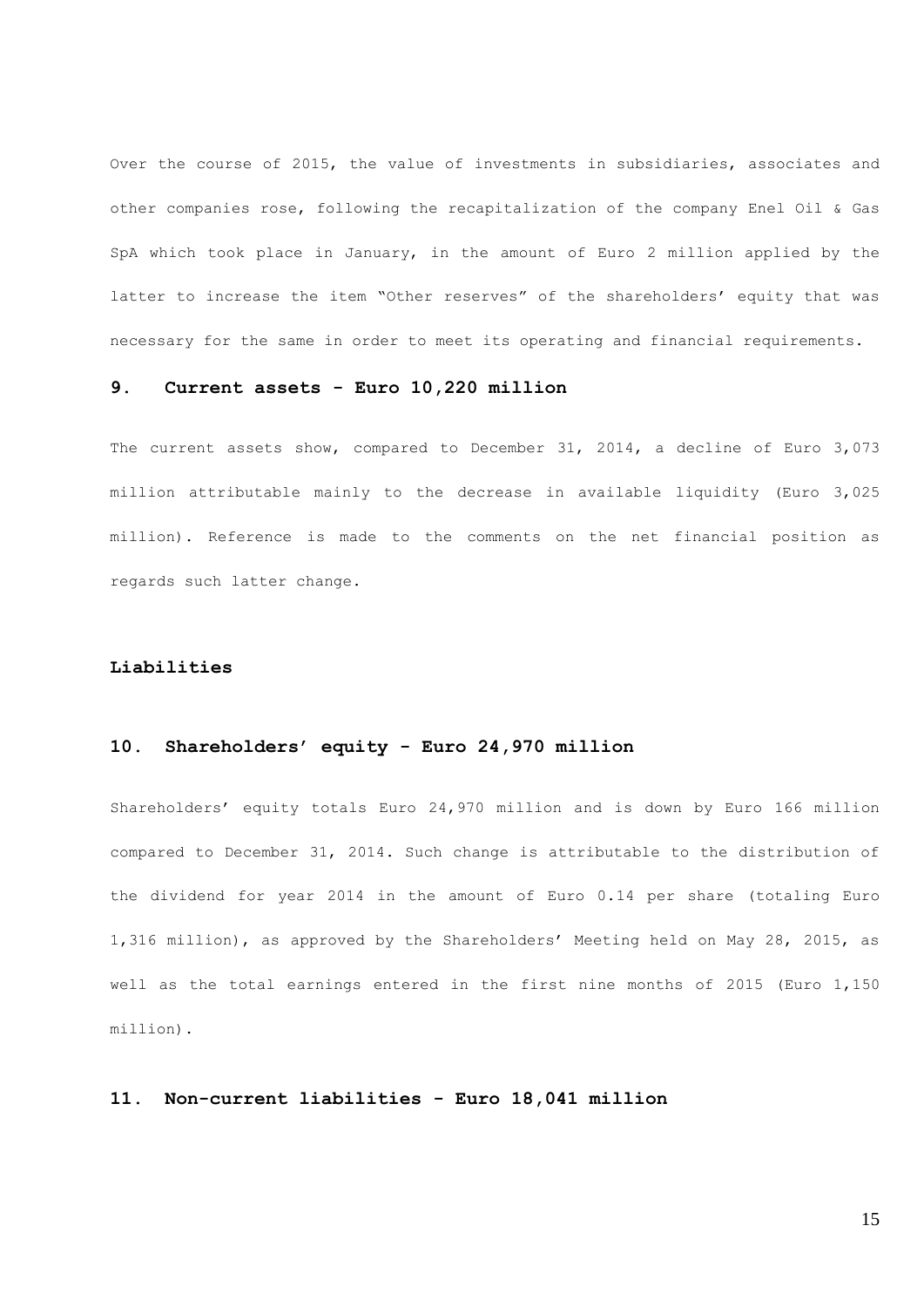Over the course of 2015, the value of investments in subsidiaries, associates and other companies rose, following the recapitalization of the company Enel Oil & Gas SpA which took place in January, in the amount of Euro 2 million applied by the latter to increase the item "Other reserves" of the shareholders' equity that was necessary for the same in order to meet its operating and financial requirements.

## 9. Current assets - Euro 10,220 million

The current assets show, compared to December 31, 2014, a decline of Euro 3,073 million attributable mainly to the decrease in available liquidity (Euro 3,025 million). Reference is made to the comments on the net financial position as regards such latter change.

# Liabilities

## 10. Shareholders' equity - Euro 24,970 million

Shareholders' equity totals Euro 24,970 million and is down by Euro 166 million compared to December 31, 2014. Such change is attributable to the distribution of the dividend for year 2014 in the amount of Euro 0.14 per share (totaling Euro 1,316 million), as approved by the Shareholders' Meeting held on May 28, 2015, as well as the total earnings entered in the first nine months of 2015 (Euro 1,150 million).

## 11. Non-current liabilities - Euro 18,041 million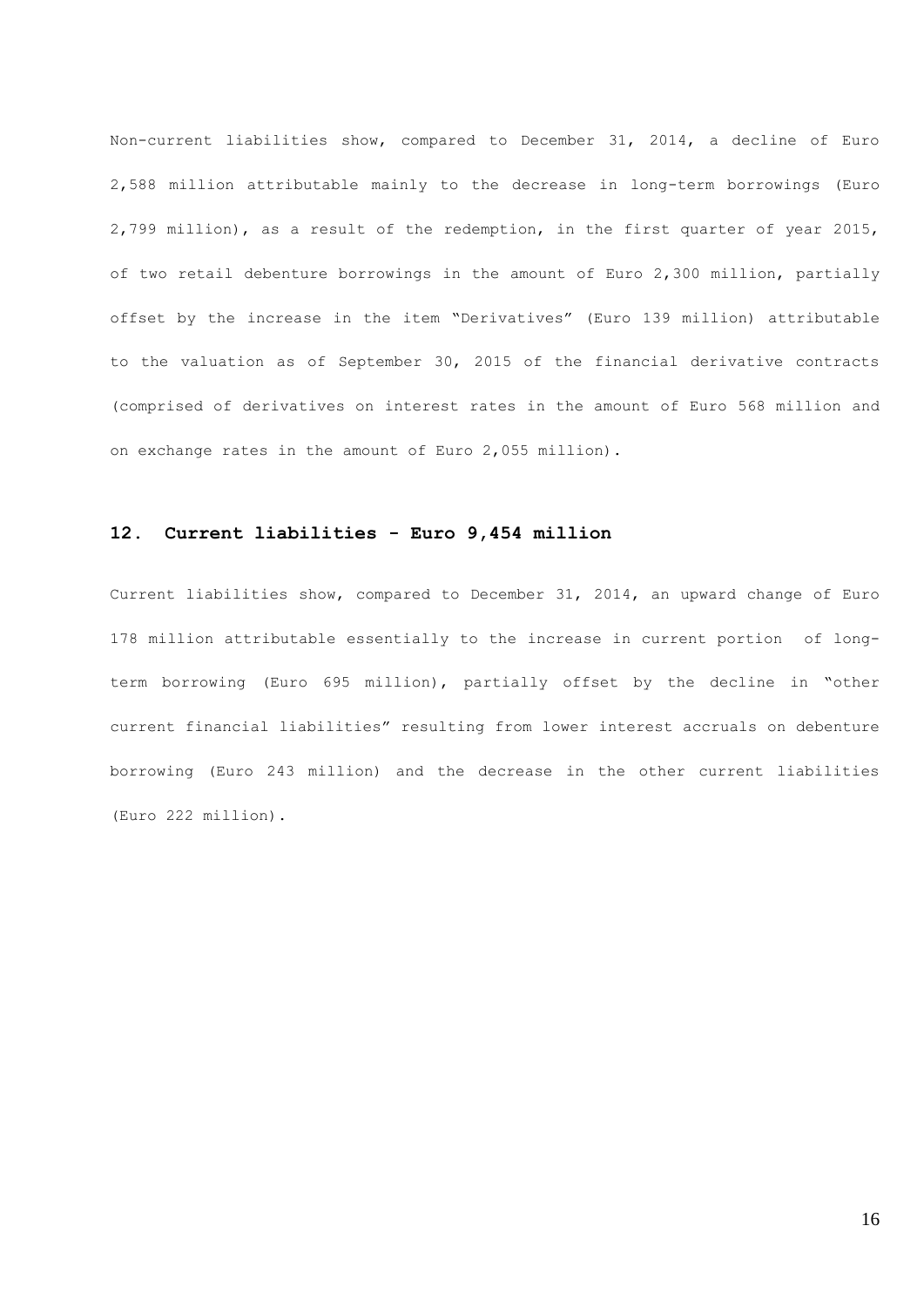Non-current liabilities show, compared to December 31, 2014, a decline of Euro 2,588 million attributable mainly to the decrease in long-term borrowings (Euro 2,799 million), as a result of the redemption, in the first quarter of year 2015, of two retail debenture borrowings in the amount of Euro 2,300 million, partially offset by the increase in the item “Derivatives” (Euro 139 million) attributable to the valuation as of September 30, 2015 of the financial derivative contracts (comprised of derivatives on interest rates in the amount of Euro 568 million and on exchange rates in the amount of Euro 2,055 million).

## 12. Current liabilities - Euro 9,454 million

Current liabilities show, compared to December 31, 2014, an upward change of Euro 178 million attributable essentially to the increase in current portion of long-term borrowing (Euro 695 million), partially offset by the decline in “other current financial liabilities” resulting from lower interest accruals on debenture borrowing (Euro 243 million) and the decrease in the other current liabilities (Euro 222 million).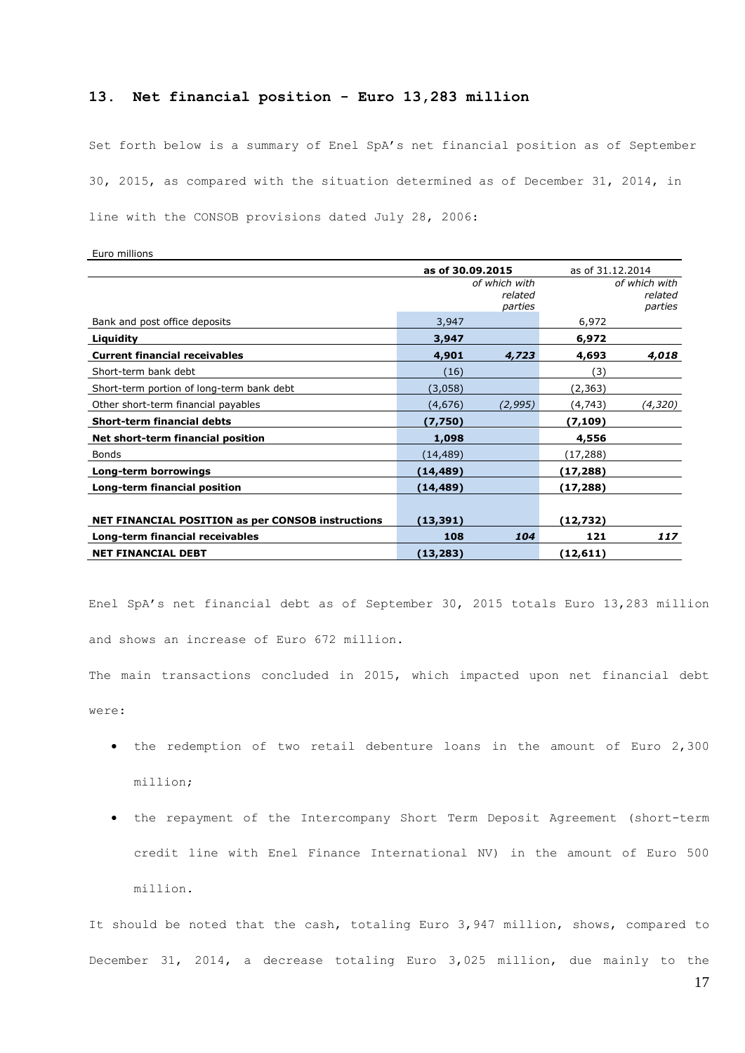## 13. Net financial position - Euro 13,283 million

Set forth below is a summary of Enel SpA's net financial position as of September 30, 2015, as compared with the situation determined as of December 31, 2014, in line with the CONSOB provisions dated July 28, 2006:

Euro millions

| | as of 30.09.2015 | | as of 31.12.2014 | |
|---|---|---|---|---|
| | | *of which with related parties* | | *of which with related parties* |
| Bank and post office deposits | 3,947 | | 6,972 | |
| **Liquidity** | **3,947** | | **6,972** | |
| **Current financial receivables** | **4,901** | ***4,723*** | **4,693** | ***4,018*** |
| Short-term bank debt | (16) | | (3) | |
| Short-term portion of long-term bank debt | (3,058) | | (2,363) | |
| Other short-term financial payables | (4,676) | *(2,995)* | (4,743) | *(4,320)* |
| **Short-term financial debts** | **(7,750)** | | **(7,109)** | |
| **Net short-term financial position** | **1,098** | | **4,556** | |
| Bonds | (14,489) | | (17,288) | |
| **Long-term borrowings** | **(14,489)** | | **(17,288)** | |
| **Long-term financial position** | **(14,489)** | | **(17,288)** | |
| | | | | |
| **NET FINANCIAL POSITION as per CONSOB instructions** | **(13,391)** | | **(12,732)** | |
| **Long-term financial receivables** | **108** | ***104*** | **121** | ***117*** |
| **NET FINANCIAL DEBT** | **(13,283)** | | **(12,611)** | |

Enel SpA's net financial debt as of September 30, 2015 totals Euro 13,283 million and shows an increase of Euro 672 million.

The main transactions concluded in 2015, which impacted upon net financial debt were:

- the redemption of two retail debenture loans in the amount of Euro 2,300 million;
- the repayment of the Intercompany Short Term Deposit Agreement (short-term credit line with Enel Finance International NV) in the amount of Euro 500 million.

It should be noted that the cash, totaling Euro 3,947 million, shows, compared to December 31, 2014, a decrease totaling Euro 3,025 million, due mainly to the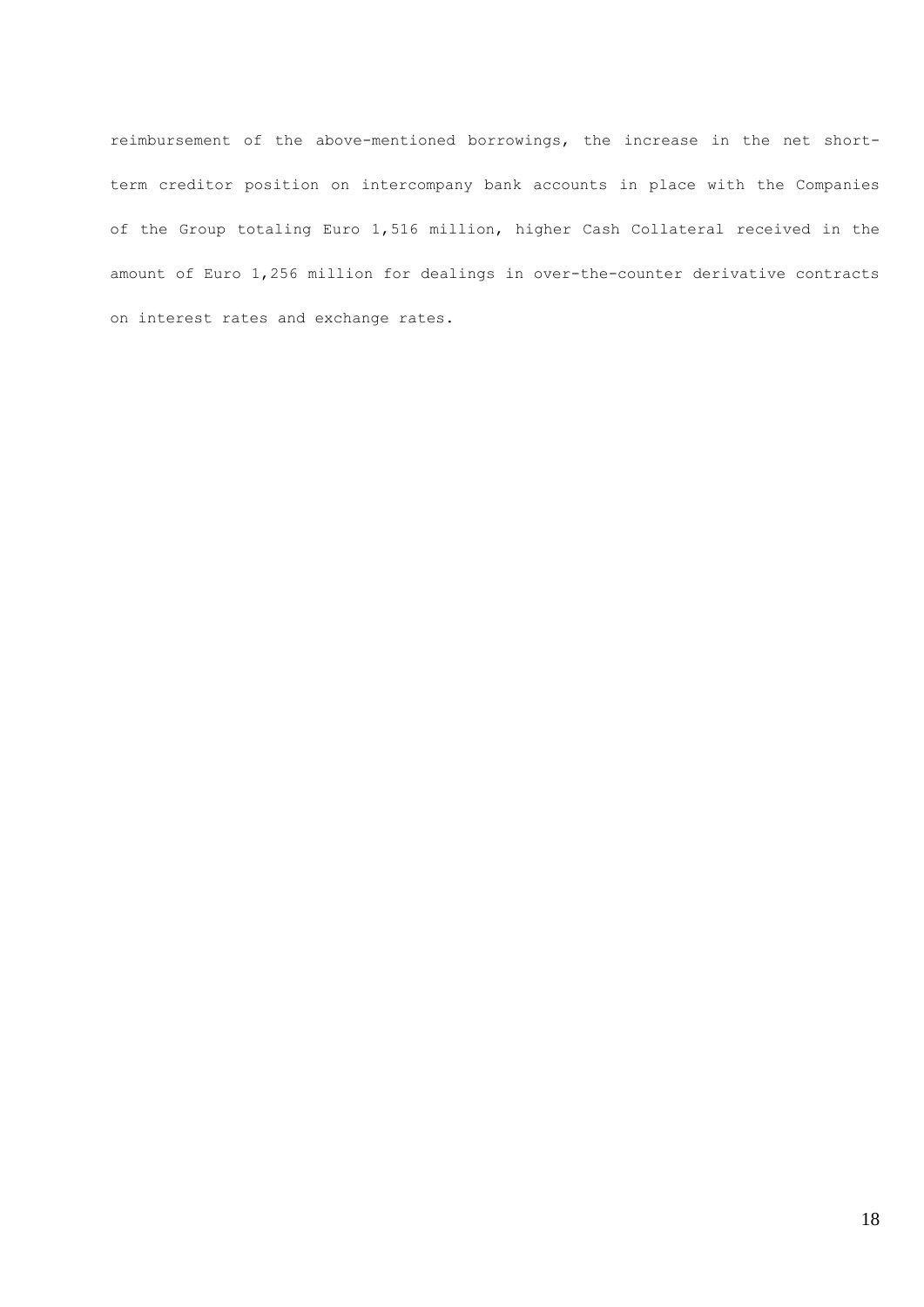reimbursement of the above-mentioned borrowings, the increase in the net short-term creditor position on intercompany bank accounts in place with the Companies of the Group totaling Euro 1,516 million, higher Cash Collateral received in the amount of Euro 1,256 million for dealings in over-the-counter derivative contracts on interest rates and exchange rates.